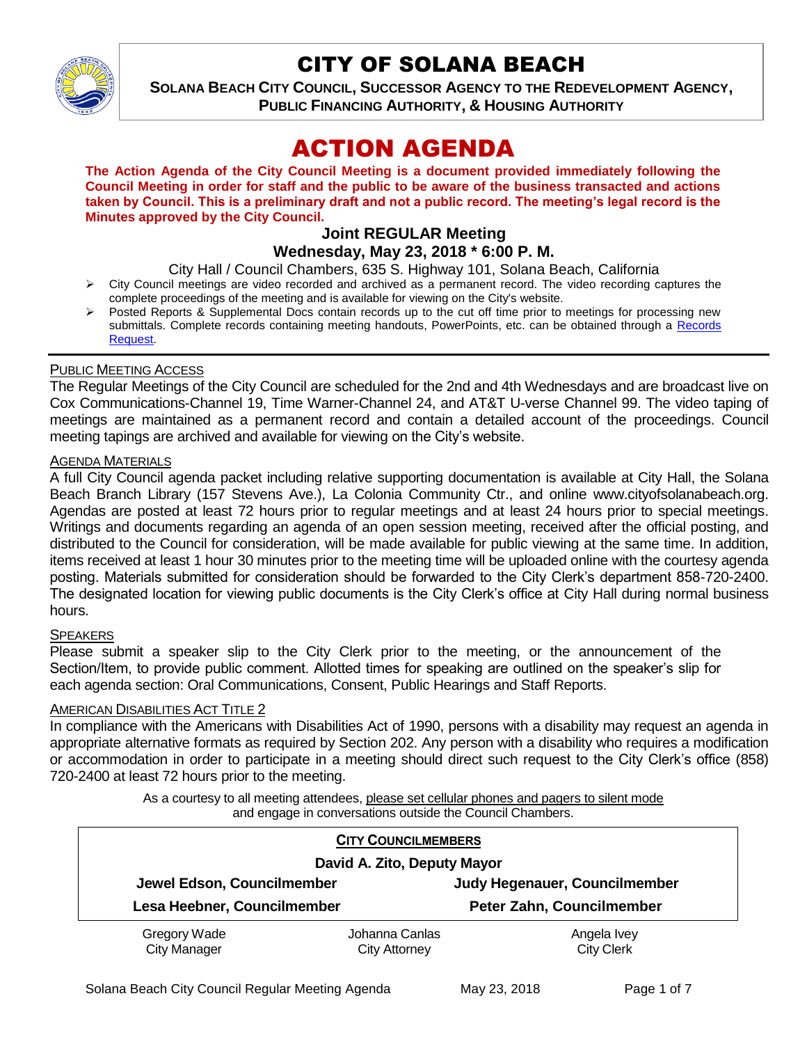# CITY OF SOLANA BEACH

**SOLANA BEACH CITY COUNCIL, SUCCESSOR AGENCY TO THE REDEVELOPMENT AGENCY, PUBLIC FINANCING AUTHORITY, & HOUSING AUTHORITY**

# ACTION AGENDA

**The Action Agenda of the City Council Meeting is a document provided immediately following the Council Meeting in order for staff and the public to be aware of the business transacted and actions taken by Council. This is a preliminary draft and not a public record. The meeting's legal record is the Minutes approved by the City Council.**

## Joint REGULAR Meeting
## Wednesday, May 23, 2018 * 6:00 P. M.

City Hall / Council Chambers, 635 S. Highway 101, Solana Beach, California

- City Council meetings are video recorded and archived as a permanent record. The video recording captures the complete proceedings of the meeting and is available for viewing on the City's website.
- Posted Reports & Supplemental Docs contain records up to the cut off time prior to meetings for processing new submittals. Complete records containing meeting handouts, PowerPoints, etc. can be obtained through a Records Request.

### PUBLIC MEETING ACCESS

The Regular Meetings of the City Council are scheduled for the 2nd and 4th Wednesdays and are broadcast live on Cox Communications-Channel 19, Time Warner-Channel 24, and AT&T U-verse Channel 99. The video taping of meetings are maintained as a permanent record and contain a detailed account of the proceedings. Council meeting tapings are archived and available for viewing on the City's website.

### AGENDA MATERIALS

A full City Council agenda packet including relative supporting documentation is available at City Hall, the Solana Beach Branch Library (157 Stevens Ave.), La Colonia Community Ctr., and online www.cityofsolanabeach.org. Agendas are posted at least 72 hours prior to regular meetings and at least 24 hours prior to special meetings. Writings and documents regarding an agenda of an open session meeting, received after the official posting, and distributed to the Council for consideration, will be made available for public viewing at the same time. In addition, items received at least 1 hour 30 minutes prior to the meeting time will be uploaded online with the courtesy agenda posting. Materials submitted for consideration should be forwarded to the City Clerk's department 858-720-2400. The designated location for viewing public documents is the City Clerk's office at City Hall during normal business hours.

### SPEAKERS

Please submit a speaker slip to the City Clerk prior to the meeting, or the announcement of the Section/Item, to provide public comment. Allotted times for speaking are outlined on the speaker's slip for each agenda section: Oral Communications, Consent, Public Hearings and Staff Reports.

### AMERICAN DISABILITIES ACT TITLE 2

In compliance with the Americans with Disabilities Act of 1990, persons with a disability may request an agenda in appropriate alternative formats as required by Section 202. Any person with a disability who requires a modification or accommodation in order to participate in a meeting should direct such request to the City Clerk's office (858) 720-2400 at least 72 hours prior to the meeting.

As a courtesy to all meeting attendees, please set cellular phones and pagers to silent mode and engage in conversations outside the Council Chambers.

**CITY COUNCILMEMBERS**

**David A. Zito, Deputy Mayor**

| | |
|---|---|
| **Jewel Edson, Councilmember** | **Judy Hegenauer, Councilmember** |
| **Lesa Heebner, Councilmember** | **Peter Zahn, Councilmember** |

| Gregory Wade | Johanna Canlas | Angela Ivey |
|---|---|---|
| City Manager | City Attorney | City Clerk |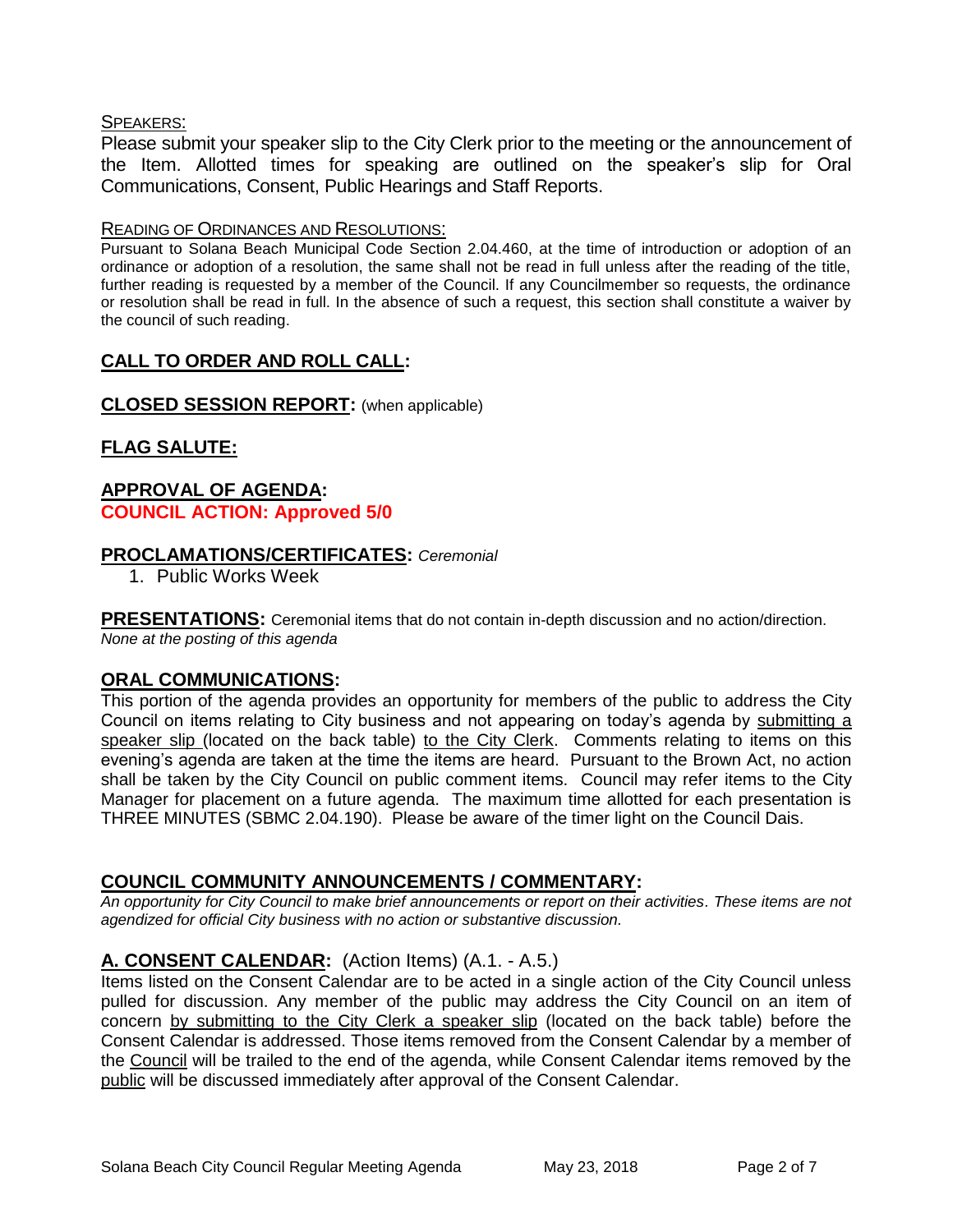SPEAKERS:

Please submit your speaker slip to the City Clerk prior to the meeting or the announcement of the Item. Allotted times for speaking are outlined on the speaker's slip for Oral Communications, Consent, Public Hearings and Staff Reports.

READING OF ORDINANCES AND RESOLUTIONS:

Pursuant to Solana Beach Municipal Code Section 2.04.460, at the time of introduction or adoption of an ordinance or adoption of a resolution, the same shall not be read in full unless after the reading of the title, further reading is requested by a member of the Council. If any Councilmember so requests, the ordinance or resolution shall be read in full. In the absence of such a request, this section shall constitute a waiver by the council of such reading.

## CALL TO ORDER AND ROLL CALL:

## CLOSED SESSION REPORT: (when applicable)

## FLAG SALUTE:

## APPROVAL OF AGENDA:

**COUNCIL ACTION: Approved 5/0**

## PROCLAMATIONS/CERTIFICATES: *Ceremonial*

1. Public Works Week

**PRESENTATIONS:** Ceremonial items that do not contain in-depth discussion and no action/direction.
*None at the posting of this agenda*

## ORAL COMMUNICATIONS:

This portion of the agenda provides an opportunity for members of the public to address the City Council on items relating to City business and not appearing on today's agenda by submitting a speaker slip (located on the back table) to the City Clerk. Comments relating to items on this evening's agenda are taken at the time the items are heard. Pursuant to the Brown Act, no action shall be taken by the City Council on public comment items. Council may refer items to the City Manager for placement on a future agenda. The maximum time allotted for each presentation is THREE MINUTES (SBMC 2.04.190). Please be aware of the timer light on the Council Dais.

## COUNCIL COMMUNITY ANNOUNCEMENTS / COMMENTARY:

*An opportunity for City Council to make brief announcements or report on their activities. These items are not agendized for official City business with no action or substantive discussion.*

## A. CONSENT CALENDAR: (Action Items) (A.1. - A.5.)

Items listed on the Consent Calendar are to be acted in a single action of the City Council unless pulled for discussion. Any member of the public may address the City Council on an item of concern by submitting to the City Clerk a speaker slip (located on the back table) before the Consent Calendar is addressed. Those items removed from the Consent Calendar by a member of the Council will be trailed to the end of the agenda, while Consent Calendar items removed by the public will be discussed immediately after approval of the Consent Calendar.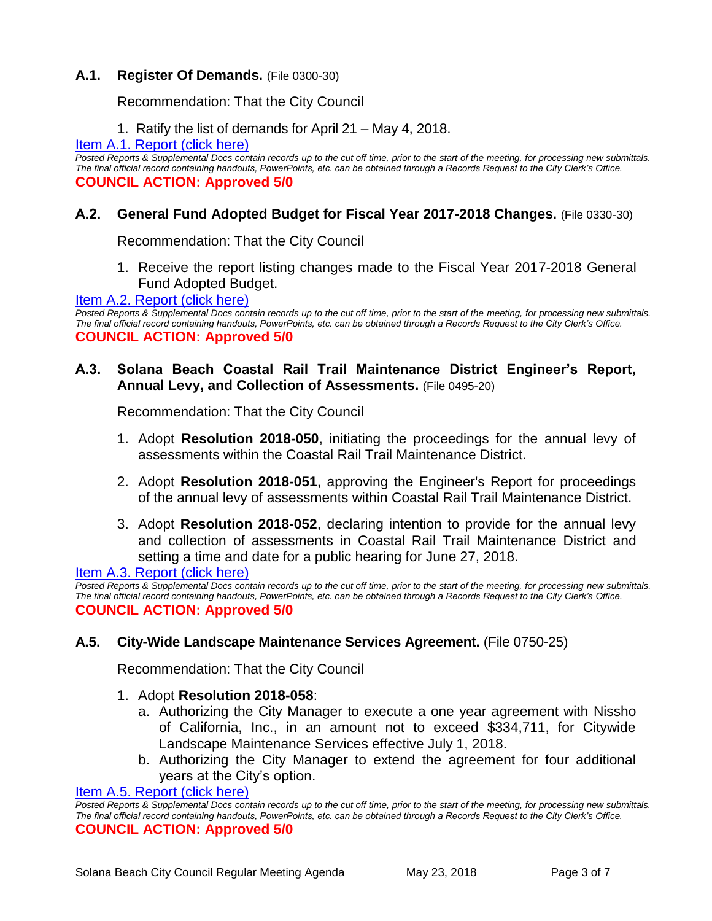### A.1. Register Of Demands. (File 0300-30)

Recommendation: That the City Council

1. Ratify the list of demands for April 21 – May 4, 2018.

[Item A.1. Report (click here)]

*Posted Reports & Supplemental Docs contain records up to the cut off time, prior to the start of the meeting, for processing new submittals. The final official record containing handouts, PowerPoints, etc. can be obtained through a Records Request to the City Clerk's Office.*

**COUNCIL ACTION: Approved 5/0**

### A.2. General Fund Adopted Budget for Fiscal Year 2017-2018 Changes. (File 0330-30)

Recommendation: That the City Council

1. Receive the report listing changes made to the Fiscal Year 2017-2018 General Fund Adopted Budget.

[Item A.2. Report (click here)]

*Posted Reports & Supplemental Docs contain records up to the cut off time, prior to the start of the meeting, for processing new submittals. The final official record containing handouts, PowerPoints, etc. can be obtained through a Records Request to the City Clerk's Office.*

**COUNCIL ACTION: Approved 5/0**

### A.3. Solana Beach Coastal Rail Trail Maintenance District Engineer's Report, Annual Levy, and Collection of Assessments. (File 0495-20)

Recommendation: That the City Council

1. Adopt **Resolution 2018-050**, initiating the proceedings for the annual levy of assessments within the Coastal Rail Trail Maintenance District.
2. Adopt **Resolution 2018-051**, approving the Engineer's Report for proceedings of the annual levy of assessments within Coastal Rail Trail Maintenance District.
3. Adopt **Resolution 2018-052**, declaring intention to provide for the annual levy and collection of assessments in Coastal Rail Trail Maintenance District and setting a time and date for a public hearing for June 27, 2018.

[Item A.3. Report (click here)]

*Posted Reports & Supplemental Docs contain records up to the cut off time, prior to the start of the meeting, for processing new submittals. The final official record containing handouts, PowerPoints, etc. can be obtained through a Records Request to the City Clerk's Office.*

**COUNCIL ACTION: Approved 5/0**

### A.5. City-Wide Landscape Maintenance Services Agreement. (File 0750-25)

Recommendation: That the City Council

1. Adopt **Resolution 2018-058**:
   a. Authorizing the City Manager to execute a one year agreement with Nissho of California, Inc., in an amount not to exceed $334,711, for Citywide Landscape Maintenance Services effective July 1, 2018.
   b. Authorizing the City Manager to extend the agreement for four additional years at the City's option.

[Item A.5. Report (click here)]

*Posted Reports & Supplemental Docs contain records up to the cut off time, prior to the start of the meeting, for processing new submittals. The final official record containing handouts, PowerPoints, etc. can be obtained through a Records Request to the City Clerk's Office.*

**COUNCIL ACTION: Approved 5/0**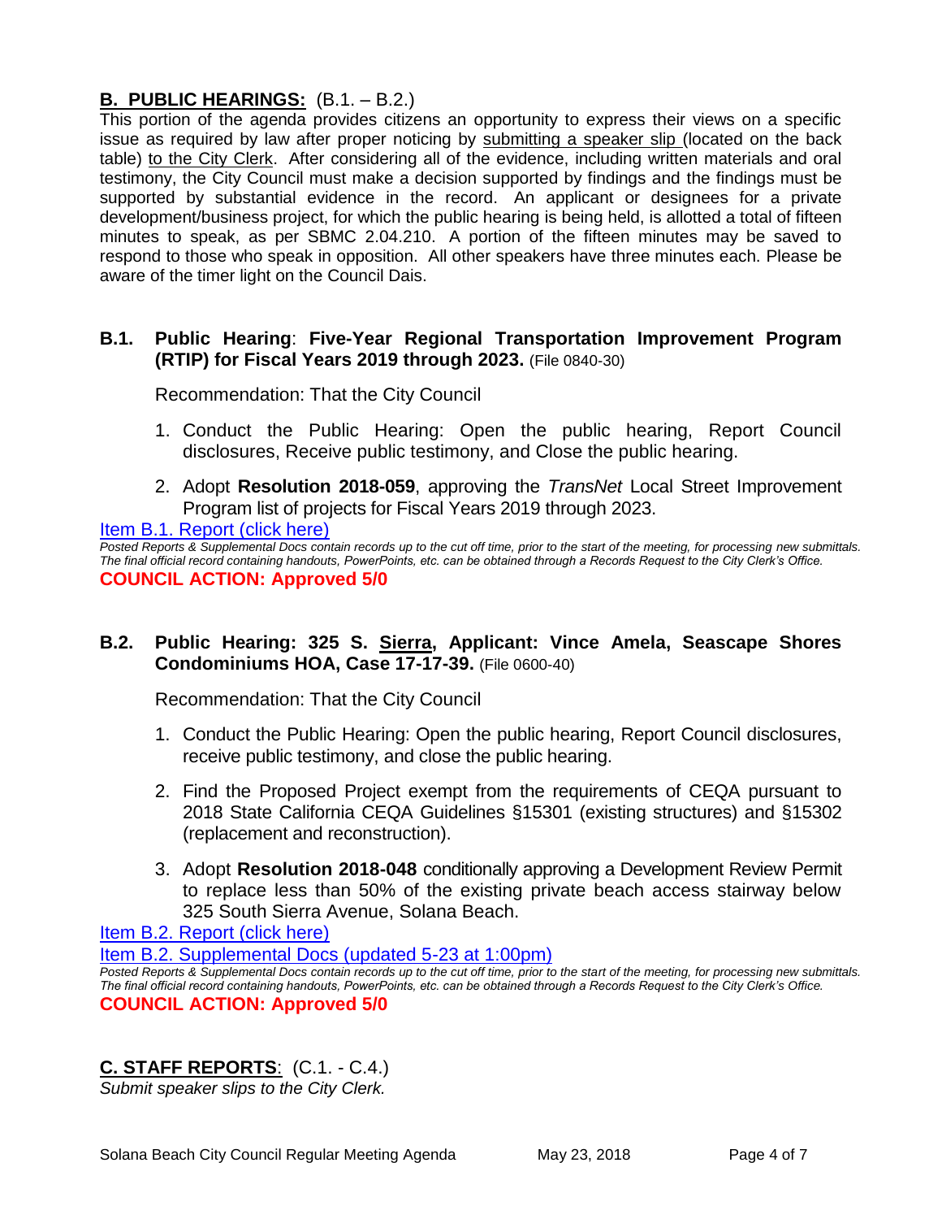## **B. PUBLIC HEARINGS:** (B.1. – B.2.)

This portion of the agenda provides citizens an opportunity to express their views on a specific issue as required by law after proper noticing by submitting a speaker slip (located on the back table) to the City Clerk. After considering all of the evidence, including written materials and oral testimony, the City Council must make a decision supported by findings and the findings must be supported by substantial evidence in the record. An applicant or designees for a private development/business project, for which the public hearing is being held, is allotted a total of fifteen minutes to speak, as per SBMC 2.04.210. A portion of the fifteen minutes may be saved to respond to those who speak in opposition. All other speakers have three minutes each. Please be aware of the timer light on the Council Dais.

### **B.1. Public Hearing**: **Five-Year Regional Transportation Improvement Program (RTIP) for Fiscal Years 2019 through 2023.** (File 0840-30)

Recommendation: That the City Council

1. Conduct the Public Hearing: Open the public hearing, Report Council disclosures, Receive public testimony, and Close the public hearing.
2. Adopt **Resolution 2018-059**, approving the *TransNet* Local Street Improvement Program list of projects for Fiscal Years 2019 through 2023.

Item B.1. Report (click here)

*Posted Reports & Supplemental Docs contain records up to the cut off time, prior to the start of the meeting, for processing new submittals. The final official record containing handouts, PowerPoints, etc. can be obtained through a Records Request to the City Clerk's Office.*

**COUNCIL ACTION: Approved 5/0**

### **B.2. Public Hearing: 325 S. Sierra, Applicant: Vince Amela, Seascape Shores Condominiums HOA, Case 17-17-39.** (File 0600-40)

Recommendation: That the City Council

1. Conduct the Public Hearing: Open the public hearing, Report Council disclosures, receive public testimony, and close the public hearing.
2. Find the Proposed Project exempt from the requirements of CEQA pursuant to 2018 State California CEQA Guidelines §15301 (existing structures) and §15302 (replacement and reconstruction).
3. Adopt **Resolution 2018-048** conditionally approving a Development Review Permit to replace less than 50% of the existing private beach access stairway below 325 South Sierra Avenue, Solana Beach.

Item B.2. Report (click here)

Item B.2. Supplemental Docs (updated 5-23 at 1:00pm)

*Posted Reports & Supplemental Docs contain records up to the cut off time, prior to the start of the meeting, for processing new submittals. The final official record containing handouts, PowerPoints, etc. can be obtained through a Records Request to the City Clerk's Office.*

**COUNCIL ACTION: Approved 5/0**

## **C. STAFF REPORTS**: (C.1. - C.4.)

*Submit speaker slips to the City Clerk.*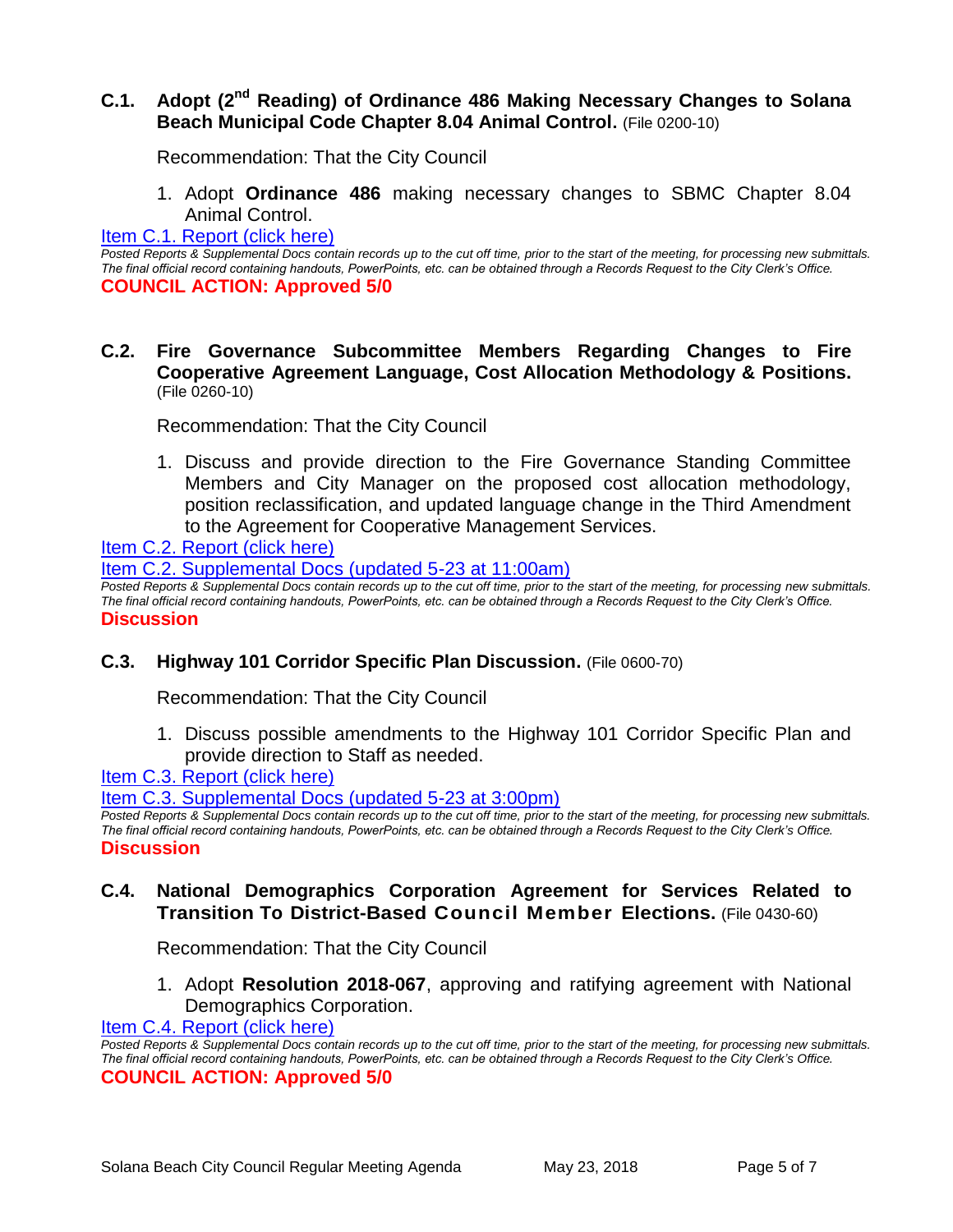### C.1. Adopt (2nd Reading) of Ordinance 486 Making Necessary Changes to Solana Beach Municipal Code Chapter 8.04 Animal Control. (File 0200-10)

Recommendation: That the City Council

1. Adopt **Ordinance 486** making necessary changes to SBMC Chapter 8.04 Animal Control.

Item C.1. Report (click here)

*Posted Reports & Supplemental Docs contain records up to the cut off time, prior to the start of the meeting, for processing new submittals. The final official record containing handouts, PowerPoints, etc. can be obtained through a Records Request to the City Clerk's Office.*

**COUNCIL ACTION: Approved 5/0**

### C.2. Fire Governance Subcommittee Members Regarding Changes to Fire Cooperative Agreement Language, Cost Allocation Methodology & Positions. (File 0260-10)

Recommendation: That the City Council

1. Discuss and provide direction to the Fire Governance Standing Committee Members and City Manager on the proposed cost allocation methodology, position reclassification, and updated language change in the Third Amendment to the Agreement for Cooperative Management Services.

Item C.2. Report (click here)

Item C.2. Supplemental Docs (updated 5-23 at 11:00am)

*Posted Reports & Supplemental Docs contain records up to the cut off time, prior to the start of the meeting, for processing new submittals. The final official record containing handouts, PowerPoints, etc. can be obtained through a Records Request to the City Clerk's Office.*

**Discussion**

### C.3. Highway 101 Corridor Specific Plan Discussion. (File 0600-70)

Recommendation: That the City Council

1. Discuss possible amendments to the Highway 101 Corridor Specific Plan and provide direction to Staff as needed.

Item C.3. Report (click here)

Item C.3. Supplemental Docs (updated 5-23 at 3:00pm)

*Posted Reports & Supplemental Docs contain records up to the cut off time, prior to the start of the meeting, for processing new submittals. The final official record containing handouts, PowerPoints, etc. can be obtained through a Records Request to the City Clerk's Office.*

**Discussion**

### C.4. National Demographics Corporation Agreement for Services Related to Transition To District-Based Council Member Elections. (File 0430-60)

Recommendation: That the City Council

1. Adopt **Resolution 2018-067**, approving and ratifying agreement with National Demographics Corporation.

Item C.4. Report (click here)

*Posted Reports & Supplemental Docs contain records up to the cut off time, prior to the start of the meeting, for processing new submittals. The final official record containing handouts, PowerPoints, etc. can be obtained through a Records Request to the City Clerk's Office.*

**COUNCIL ACTION: Approved 5/0**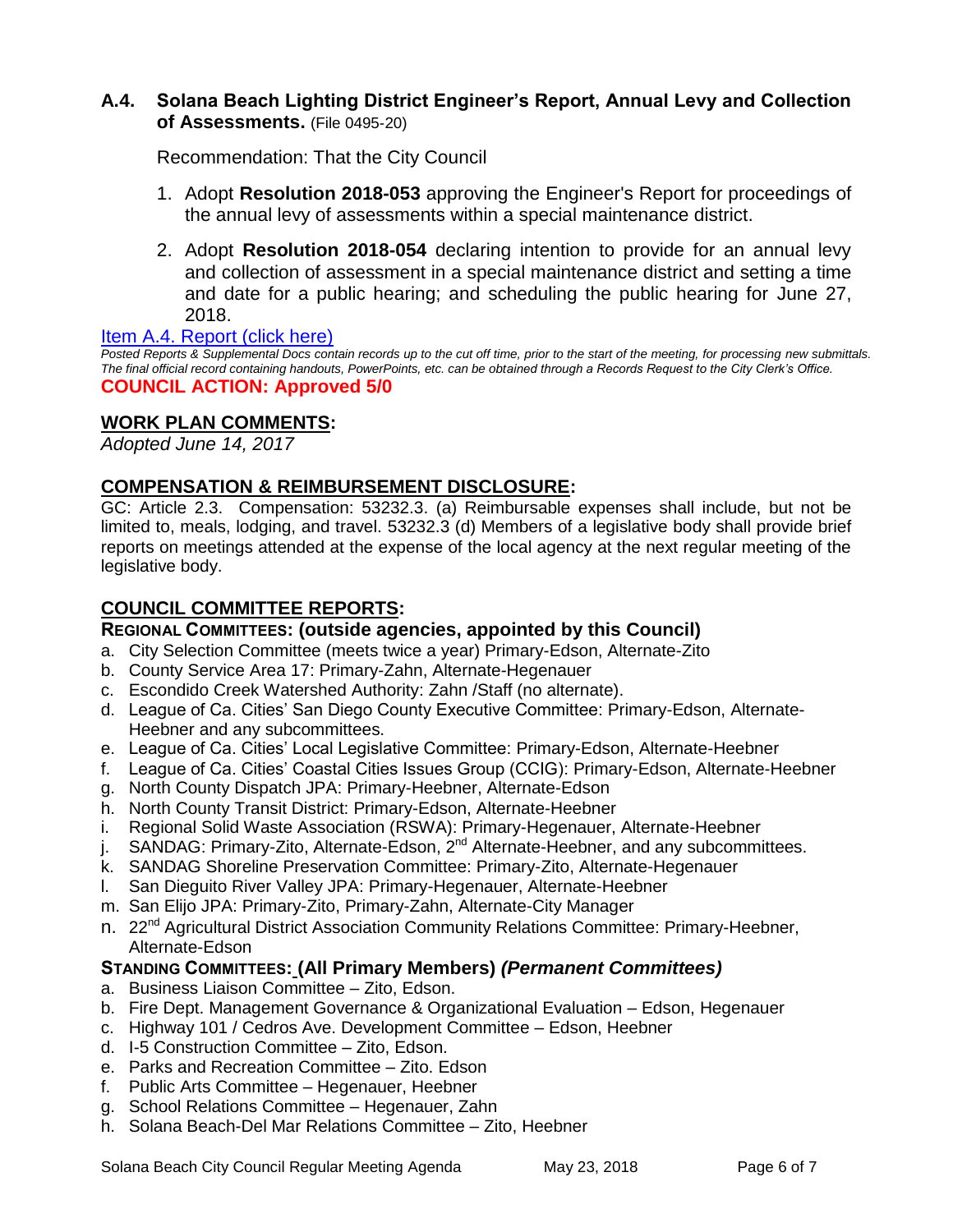### A.4. Solana Beach Lighting District Engineer's Report, Annual Levy and Collection of Assessments. (File 0495-20)

Recommendation: That the City Council

1. Adopt **Resolution 2018-053** approving the Engineer's Report for proceedings of the annual levy of assessments within a special maintenance district.
2. Adopt **Resolution 2018-054** declaring intention to provide for an annual levy and collection of assessment in a special maintenance district and setting a time and date for a public hearing; and scheduling the public hearing for June 27, 2018.

Item A.4. Report (click here)

*Posted Reports & Supplemental Docs contain records up to the cut off time, prior to the start of the meeting, for processing new submittals. The final official record containing handouts, PowerPoints, etc. can be obtained through a Records Request to the City Clerk's Office.*

**COUNCIL ACTION: Approved 5/0**

## WORK PLAN COMMENTS:

*Adopted June 14, 2017*

## COMPENSATION & REIMBURSEMENT DISCLOSURE:

GC: Article 2.3. Compensation: 53232.3. (a) Reimbursable expenses shall include, but not be limited to, meals, lodging, and travel. 53232.3 (d) Members of a legislative body shall provide brief reports on meetings attended at the expense of the local agency at the next regular meeting of the legislative body.

## COUNCIL COMMITTEE REPORTS:

### REGIONAL COMMITTEES: (outside agencies, appointed by this Council)

a. City Selection Committee (meets twice a year) Primary-Edson, Alternate-Zito
b. County Service Area 17: Primary-Zahn, Alternate-Hegenauer
c. Escondido Creek Watershed Authority: Zahn /Staff (no alternate).
d. League of Ca. Cities' San Diego County Executive Committee: Primary-Edson, Alternate-Heebner and any subcommittees.
e. League of Ca. Cities' Local Legislative Committee: Primary-Edson, Alternate-Heebner
f. League of Ca. Cities' Coastal Cities Issues Group (CCIG): Primary-Edson, Alternate-Heebner
g. North County Dispatch JPA: Primary-Heebner, Alternate-Edson
h. North County Transit District: Primary-Edson, Alternate-Heebner
i. Regional Solid Waste Association (RSWA): Primary-Hegenauer, Alternate-Heebner
j. SANDAG: Primary-Zito, Alternate-Edson, 2nd Alternate-Heebner, and any subcommittees.
k. SANDAG Shoreline Preservation Committee: Primary-Zito, Alternate-Hegenauer
l. San Dieguito River Valley JPA: Primary-Hegenauer, Alternate-Heebner
m. San Elijo JPA: Primary-Zito, Primary-Zahn, Alternate-City Manager
n. 22nd Agricultural District Association Community Relations Committee: Primary-Heebner, Alternate-Edson

### STANDING COMMITTEES: (All Primary Members) *(Permanent Committees)*

a. Business Liaison Committee – Zito, Edson.
b. Fire Dept. Management Governance & Organizational Evaluation – Edson, Hegenauer
c. Highway 101 / Cedros Ave. Development Committee – Edson, Heebner
d. I-5 Construction Committee – Zito, Edson.
e. Parks and Recreation Committee – Zito. Edson
f. Public Arts Committee – Hegenauer, Heebner
g. School Relations Committee – Hegenauer, Zahn
h. Solana Beach-Del Mar Relations Committee – Zito, Heebner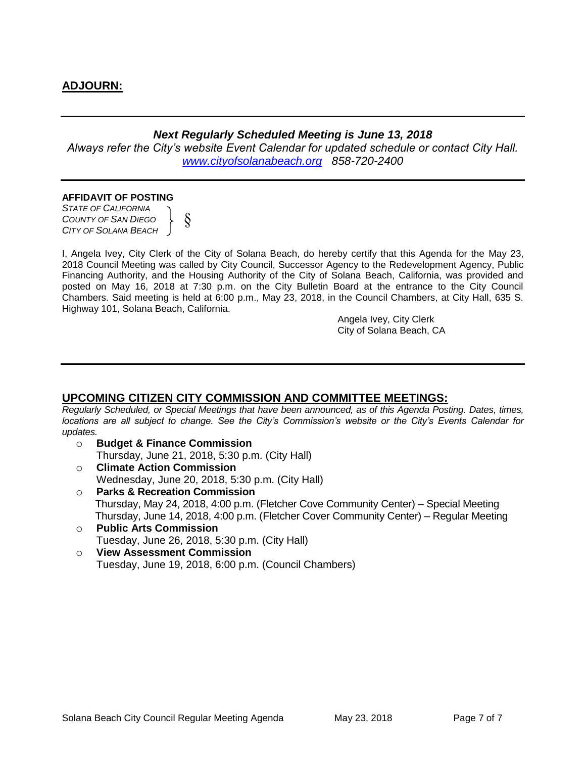## **ADJOURN:**

---

***Next Regularly Scheduled Meeting is June 13, 2018***

*Always refer the City's website Event Calendar for updated schedule or contact City Hall.*
*[www.cityofsolanabeach.org](http://www.cityofsolanabeach.org) 858-720-2400*

---

**AFFIDAVIT OF POSTING**

*STATE OF CALIFORNIA*
*COUNTY OF SAN DIEGO* } §
*CITY OF SOLANA BEACH*

I, Angela Ivey, City Clerk of the City of Solana Beach, do hereby certify that this Agenda for the May 23, 2018 Council Meeting was called by City Council, Successor Agency to the Redevelopment Agency, Public Financing Authority, and the Housing Authority of the City of Solana Beach, California, was provided and posted on May 16, 2018 at 7:30 p.m. on the City Bulletin Board at the entrance to the City Council Chambers. Said meeting is held at 6:00 p.m., May 23, 2018, in the Council Chambers, at City Hall, 635 S. Highway 101, Solana Beach, California.

Angela Ivey, City Clerk
City of Solana Beach, CA

---

## **UPCOMING CITIZEN CITY COMMISSION AND COMMITTEE MEETINGS:**

*Regularly Scheduled, or Special Meetings that have been announced, as of this Agenda Posting. Dates, times, locations are all subject to change. See the City's Commission's website or the City's Events Calendar for updates.*

- **Budget & Finance Commission**
  Thursday, June 21, 2018, 5:30 p.m. (City Hall)
- **Climate Action Commission**
  Wednesday, June 20, 2018, 5:30 p.m. (City Hall)
- **Parks & Recreation Commission**
  Thursday, May 24, 2018, 4:00 p.m. (Fletcher Cove Community Center) – Special Meeting
  Thursday, June 14, 2018, 4:00 p.m. (Fletcher Cover Community Center) – Regular Meeting
- **Public Arts Commission**
  Tuesday, June 26, 2018, 5:30 p.m. (City Hall)
- **View Assessment Commission**
  Tuesday, June 19, 2018, 6:00 p.m. (Council Chambers)